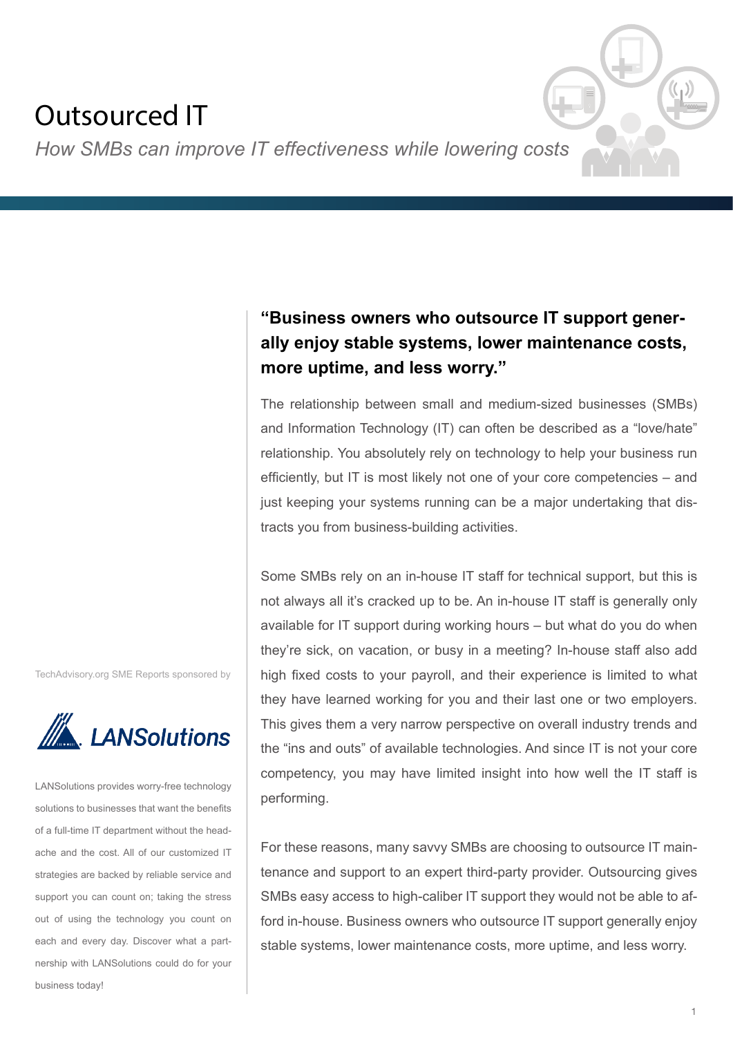# Outsourced IT

*How SMBs can improve IT effectiveness while lowering costs*

**"Business owners who outsource IT support generally enjoy stable systems, lower maintenance costs, more uptime, and less worry."**

The relationship between small and medium-sized businesses (SMBs) and Information Technology (IT) can often be described as a "love/hate" relationship. You absolutely rely on technology to help your business run efficiently, but IT is most likely not one of your core competencies – and just keeping your systems running can be a major undertaking that distracts you from business-building activities.

Some SMBs rely on an in-house IT staff for technical support, but this is not always all it's cracked up to be. An in-house IT staff is generally only available for IT support during working hours – but what do you do when they're sick, on vacation, or busy in a meeting? In-house staff also add high fixed costs to your payroll, and their experience is limited to what they have learned working for you and their last one or two employers. This gives them a very narrow perspective on overall industry trends and the "ins and outs" of available technologies. And since IT is not your core competency, you may have limited insight into how well the IT staff is performing.

For these reasons, many savvy SMBs are choosing to outsource IT maintenance and support to an expert third-party provider. Outsourcing gives SMBs easy access to high-caliber IT support they would not be able to afford in-house. Business owners who outsource IT support generally enjoy stable systems, lower maintenance costs, more uptime, and less worry.

TechAdvisory.org SME Reports sponsored by

LANSolutions

LANSolutions provides worry-free technology solutions to businesses that want the benefits of a full-time IT department without the headache and the cost. All of our customized IT strategies are backed by reliable service and support you can count on; taking the stress out of using the technology you count on each and every day. Discover what a partnership with LANSolutions could do for your business today!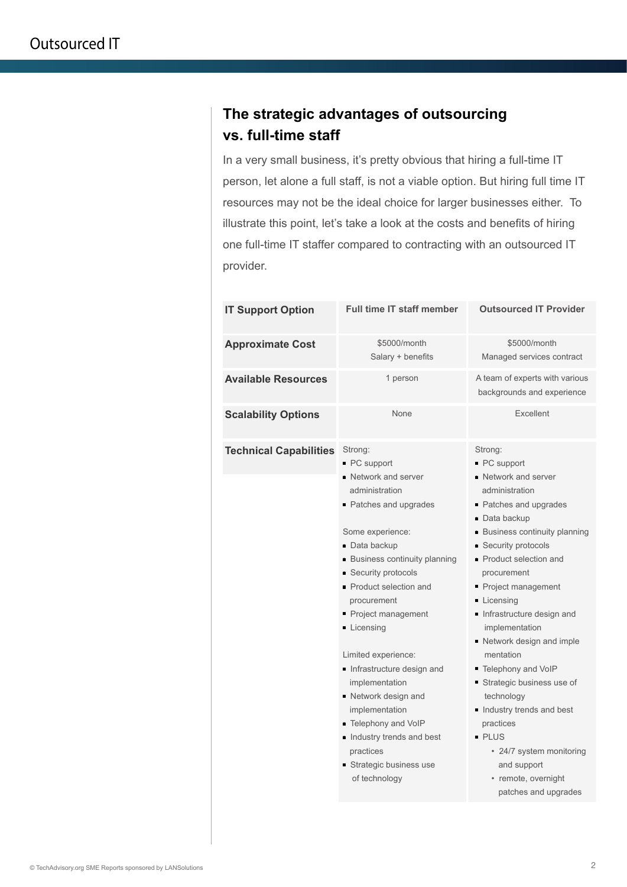## The strategic advantages of outsourcing vs. full-time staff

In a very small business, it's pretty obvious that hiring a full-time IT person, let alone a full staff, is not a viable option. But hiring full time IT resources may not be the ideal choice for larger businesses either. To illustrate this point, let's take a look at the costs and benefits of hiring one full-time IT staffer compared to contracting with an outsourced IT provider.

| IT Support Option | Full time IT staff member | Outsourced IT Provider |
|---|---|---|
| **Approximate Cost** | $5000/month<br>Salary + benefits | $5000/month<br>Managed services contract |
| **Available Resources** | 1 person | A team of experts with various backgrounds and experience |
| **Scalability Options** | None | Excellent |
| **Technical Capabilities** | Strong:<br>▪ PC support<br>▪ Network and server administration<br>▪ Patches and upgrades<br><br>Some experience:<br>▪ Data backup<br>▪ Business continuity planning<br>▪ Security protocols<br>▪ Product selection and procurement<br>▪ Project management<br>▪ Licensing<br><br>Limited experience:<br>▪ Infrastructure design and implementation<br>▪ Network design and implementation<br>▪ Telephony and VoIP<br>▪ Industry trends and best practices<br>▪ Strategic business use of technology | Strong:<br>▪ PC support<br>▪ Network and server administration<br>▪ Patches and upgrades<br>▪ Data backup<br>▪ Business continuity planning<br>▪ Security protocols<br>▪ Product selection and procurement<br>▪ Project management<br>▪ Licensing<br>▪ Infrastructure design and implementation<br>▪ Network design and imple mentation<br>▪ Telephony and VoIP<br>▪ Strategic business use of technology<br>▪ Industry trends and best practices<br>▪ PLUS<br>• 24/7 system monitoring and support<br>• remote, overnight patches and upgrades |

© TechAdvisory.org SME Reports sponsored by LANSolutions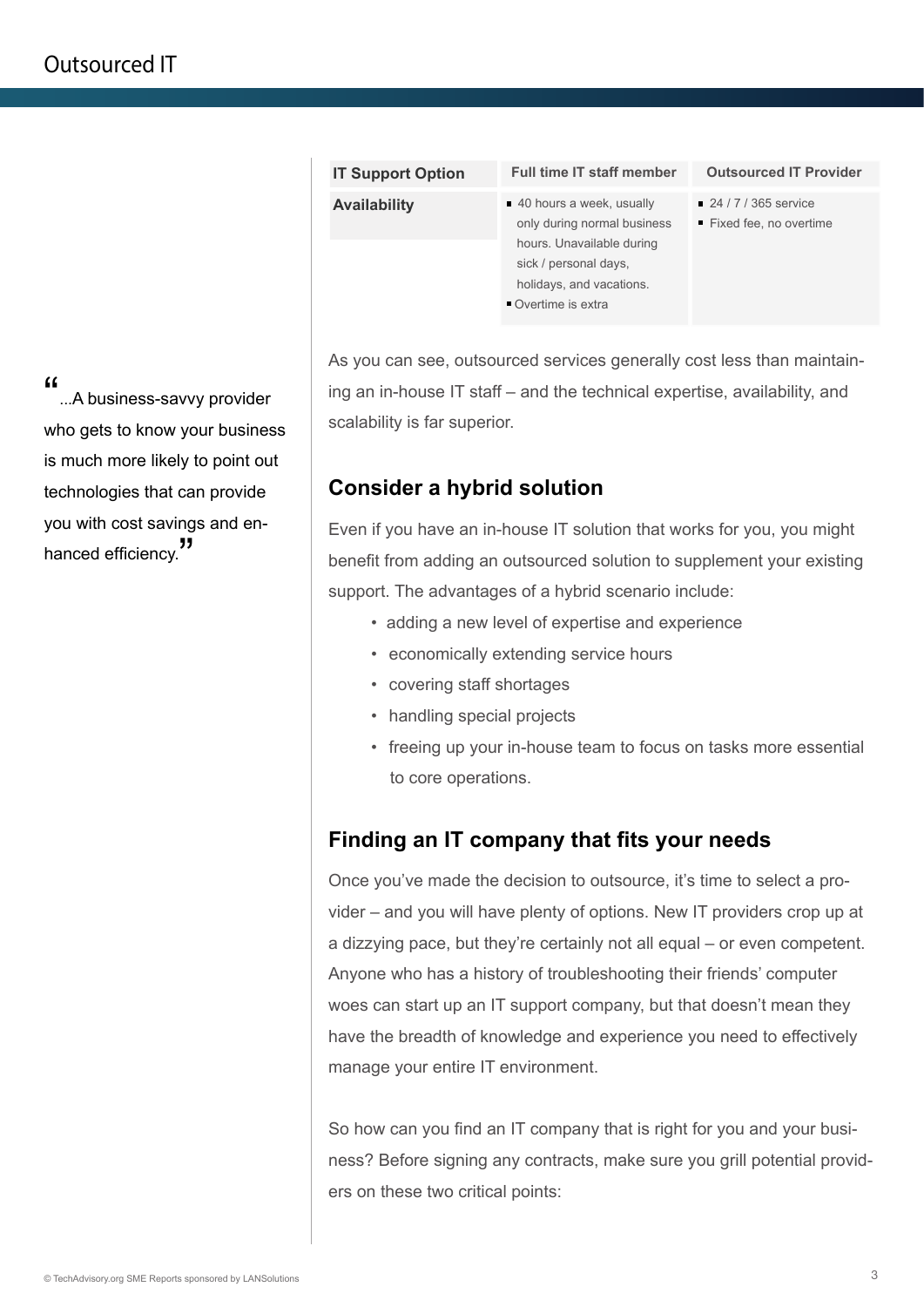| IT Support Option | Full time IT staff member | Outsourced IT Provider |
| --- | --- | --- |
| **Availability** | ▪ 40 hours a week, usually only during normal business hours. Unavailable during sick / personal days, holidays, and vacations.<br>▪ Overtime is extra | ▪ 24 / 7 / 365 service<br>▪ Fixed fee, no overtime |

As you can see, outsourced services generally cost less than maintaining an in-house IT staff – and the technical expertise, availability, and scalability is far superior.

> "...A business-savvy provider who gets to know your business is much more likely to point out technologies that can provide you with cost savings and enhanced efficiency."

## Consider a hybrid solution

Even if you have an in-house IT solution that works for you, you might benefit from adding an outsourced solution to supplement your existing support. The advantages of a hybrid scenario include:

- adding a new level of expertise and experience
- economically extending service hours
- covering staff shortages
- handling special projects
- freeing up your in-house team to focus on tasks more essential to core operations.

## Finding an IT company that fits your needs

Once you've made the decision to outsource, it's time to select a provider – and you will have plenty of options. New IT providers crop up at a dizzying pace, but they're certainly not all equal – or even competent. Anyone who has a history of troubleshooting their friends' computer woes can start up an IT support company, but that doesn't mean they have the breadth of knowledge and experience you need to effectively manage your entire IT environment.

So how can you find an IT company that is right for you and your business? Before signing any contracts, make sure you grill potential providers on these two critical points: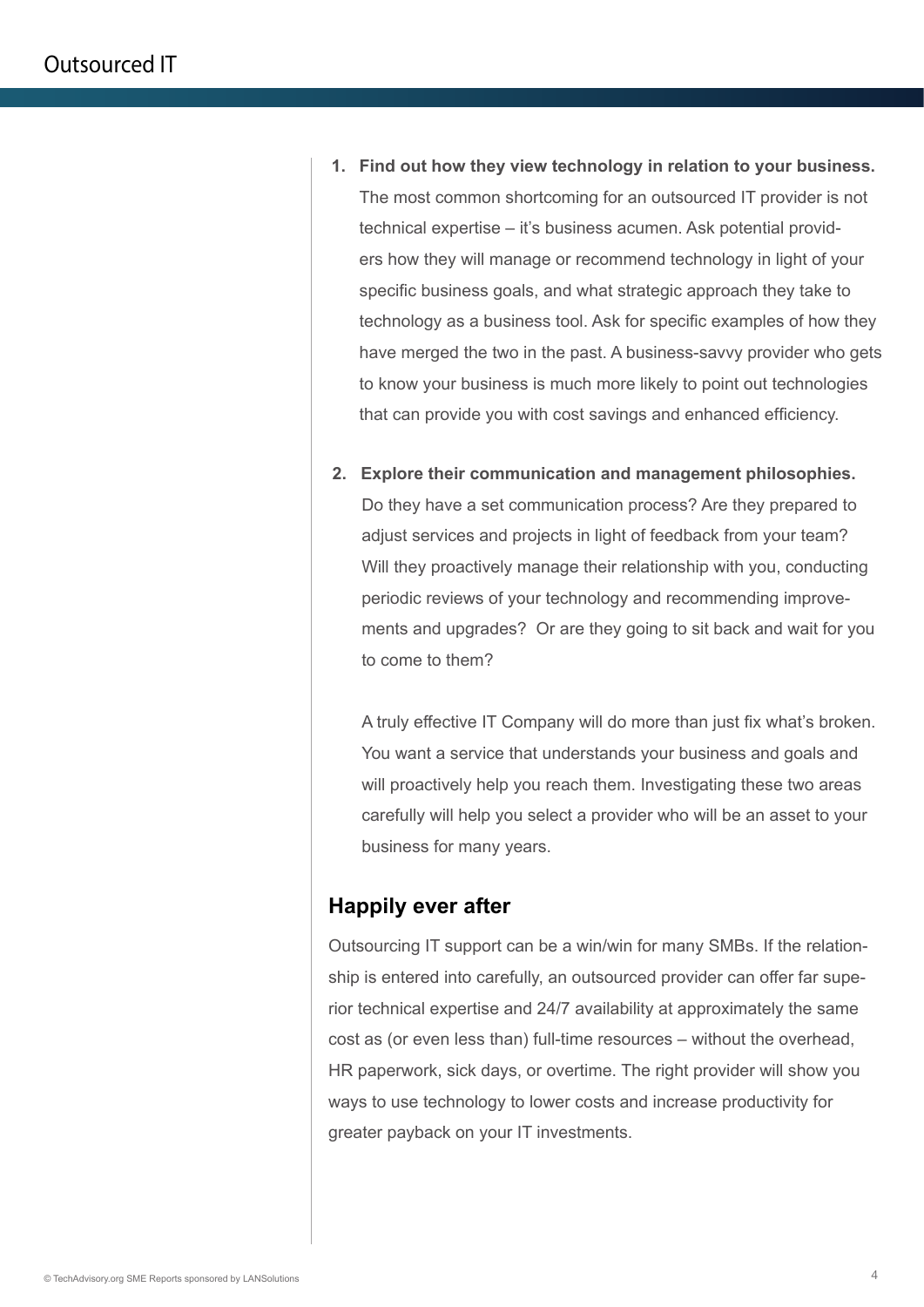1. **Find out how they view technology in relation to your business.** The most common shortcoming for an outsourced IT provider is not technical expertise – it's business acumen. Ask potential providers how they will manage or recommend technology in light of your specific business goals, and what strategic approach they take to technology as a business tool. Ask for specific examples of how they have merged the two in the past. A business-savvy provider who gets to know your business is much more likely to point out technologies that can provide you with cost savings and enhanced efficiency.

2. **Explore their communication and management philosophies.** Do they have a set communication process? Are they prepared to adjust services and projects in light of feedback from your team? Will they proactively manage their relationship with you, conducting periodic reviews of your technology and recommending improvements and upgrades? Or are they going to sit back and wait for you to come to them?

   A truly effective IT Company will do more than just fix what's broken. You want a service that understands your business and goals and will proactively help you reach them. Investigating these two areas carefully will help you select a provider who will be an asset to your business for many years.

## Happily ever after

Outsourcing IT support can be a win/win for many SMBs. If the relationship is entered into carefully, an outsourced provider can offer far superior technical expertise and 24/7 availability at approximately the same cost as (or even less than) full-time resources – without the overhead, HR paperwork, sick days, or overtime. The right provider will show you ways to use technology to lower costs and increase productivity for greater payback on your IT investments.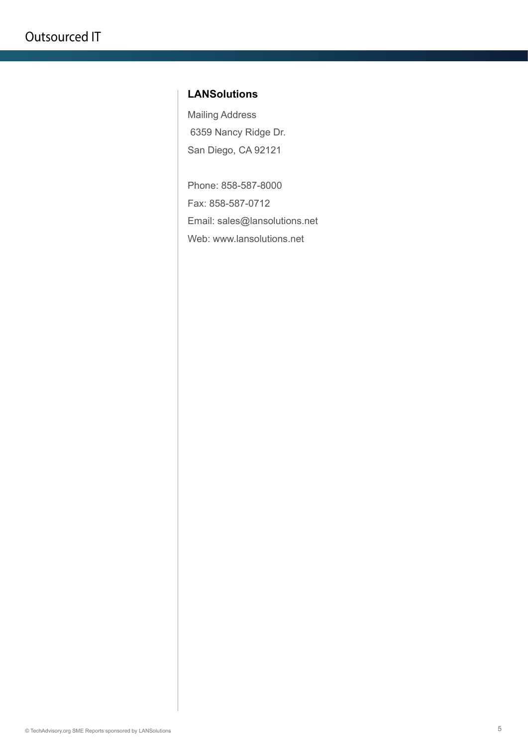**LANSolutions**

Mailing Address

6359 Nancy Ridge Dr.

San Diego, CA 92121

Phone: 858-587-8000

Fax: 858-587-0712

Email: sales@lansolutions.net

Web: www.lansolutions.net